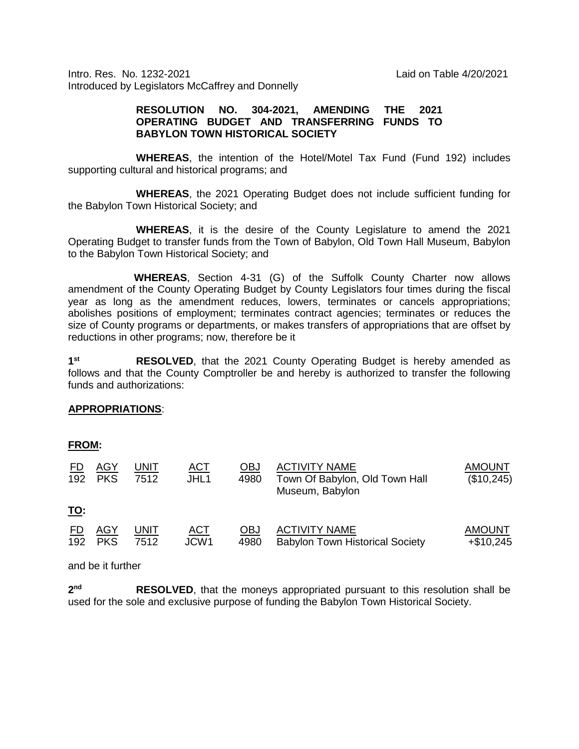Intro. Res. No. 1232-2021 Laid on Table 4/20/2021
Introduced by Legislators McCaffrey and Donnelly

**RESOLUTION NO. 304-2021, AMENDING THE 2021 OPERATING BUDGET AND TRANSFERRING FUNDS TO BABYLON TOWN HISTORICAL SOCIETY**

**WHEREAS**, the intention of the Hotel/Motel Tax Fund (Fund 192) includes supporting cultural and historical programs; and

**WHEREAS**, the 2021 Operating Budget does not include sufficient funding for the Babylon Town Historical Society; and

**WHEREAS**, it is the desire of the County Legislature to amend the 2021 Operating Budget to transfer funds from the Town of Babylon, Old Town Hall Museum, Babylon to the Babylon Town Historical Society; and

**WHEREAS**, Section 4-31 (G) of the Suffolk County Charter now allows amendment of the County Operating Budget by County Legislators four times during the fiscal year as long as the amendment reduces, lowers, terminates or cancels appropriations; abolishes positions of employment; terminates contract agencies; terminates or reduces the size of County programs or departments, or makes transfers of appropriations that are offset by reductions in other programs; now, therefore be it

1st **RESOLVED**, that the 2021 County Operating Budget is hereby amended as follows and that the County Comptroller be and hereby is authorized to transfer the following funds and authorizations:

**APPROPRIATIONS**:

**FROM:**

| FD | AGY | UNIT | ACT | OBJ | ACTIVITY NAME | AMOUNT |
|---|---|---|---|---|---|---|
| 192 | PKS | 7512 | JHL1 | 4980 | Town Of Babylon, Old Town Hall Museum, Babylon | ($10,245) |

**TO:**

| FD | AGY | UNIT | ACT | OBJ | ACTIVITY NAME | AMOUNT |
|---|---|---|---|---|---|---|
| 192 | PKS | 7512 | JCW1 | 4980 | Babylon Town Historical Society | +$10,245 |

and be it further

2nd **RESOLVED**, that the moneys appropriated pursuant to this resolution shall be used for the sole and exclusive purpose of funding the Babylon Town Historical Society.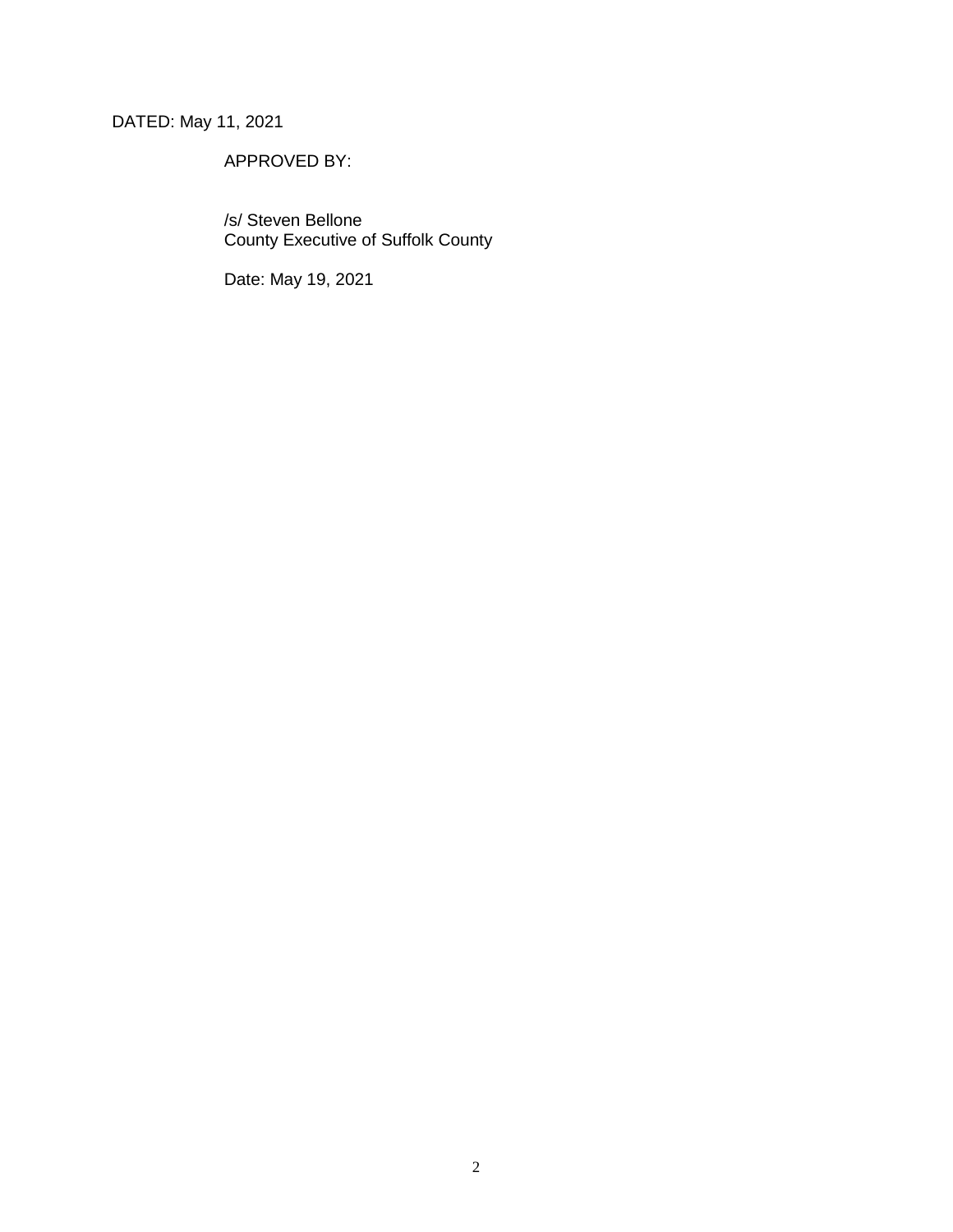DATED: May 11, 2021

APPROVED BY:

/s/ Steven Bellone
County Executive of Suffolk County

Date: May 19, 2021